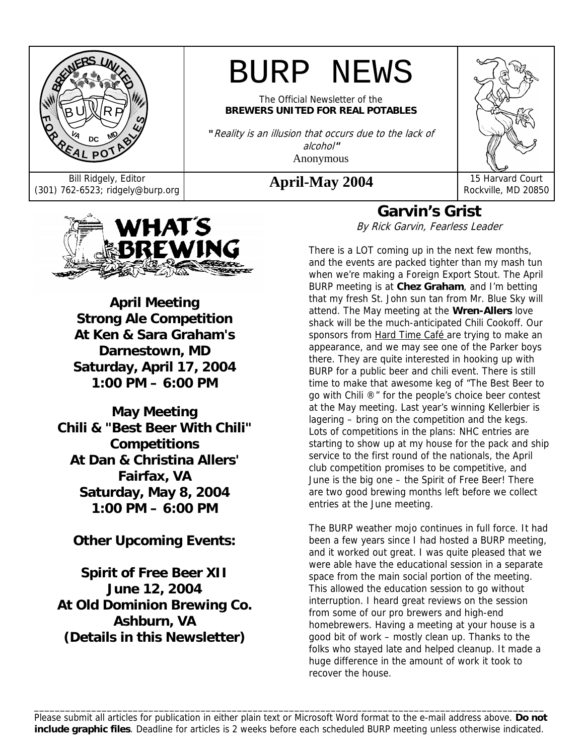# BURP NEWS

The Official Newsletter of the
**BREWERS UNITED FOR REAL POTABLES**

*"Reality is an illusion that occurs due to the lack of alcohol"*
Anonymous

Bill Ridgely, Editor
(301) 762-6523; ridgely@burp.org

**April-May 2004**

15 Harvard Court
Rockville, MD 20850

## WHAT'S BREWING

**April Meeting**
**Strong Ale Competition**
**At Ken & Sara Graham's**
**Darnestown, MD**
**Saturday, April 17, 2004**
**1:00 PM – 6:00 PM**

**May Meeting**
**Chili & "Best Beer With Chili" Competitions**
**At Dan & Christina Allers'**
**Fairfax, VA**
**Saturday, May 8, 2004**
**1:00 PM – 6:00 PM**

**Other Upcoming Events:**

**Spirit of Free Beer XII**
**June 12, 2004**
**At Old Dominion Brewing Co.**
**Ashburn, VA**
**(Details in this Newsletter)**

## Garvin's Grist

*By Rick Garvin, Fearless Leader*

There is a LOT coming up in the next few months, and the events are packed tighter than my mash tun when we're making a Foreign Export Stout. The April BURP meeting is at **Chez Graham**, and I'm betting that my fresh St. John sun tan from Mr. Blue Sky will attend. The May meeting at the **Wren-Allers** love shack will be the much-anticipated Chili Cookoff. Our sponsors from Hard Time Café are trying to make an appearance, and we may see one of the Parker boys there. They are quite interested in hooking up with BURP for a public beer and chili event. There is still time to make that awesome keg of "The Best Beer to go with Chili ®" for the people's choice beer contest at the May meeting. Last year's winning Kellerbier is lagering – bring on the competition and the kegs. Lots of competitions in the plans: NHC entries are starting to show up at my house for the pack and ship service to the first round of the nationals, the April club competition promises to be competitive, and June is the big one – the Spirit of Free Beer! There are two good brewing months left before we collect entries at the June meeting.

The BURP weather mojo continues in full force. It had been a few years since I had hosted a BURP meeting, and it worked out great. I was quite pleased that we were able have the educational session in a separate space from the main social portion of the meeting. This allowed the education session to go without interruption. I heard great reviews on the session from some of our pro brewers and high-end homebrewers. Having a meeting at your house is a good bit of work – mostly clean up. Thanks to the folks who stayed late and helped cleanup. It made a huge difference in the amount of work it took to recover the house.

---

Please submit all articles for publication in either plain text or Microsoft Word format to the e-mail address above. **Do not include graphic files**. Deadline for articles is 2 weeks before each scheduled BURP meeting unless otherwise indicated.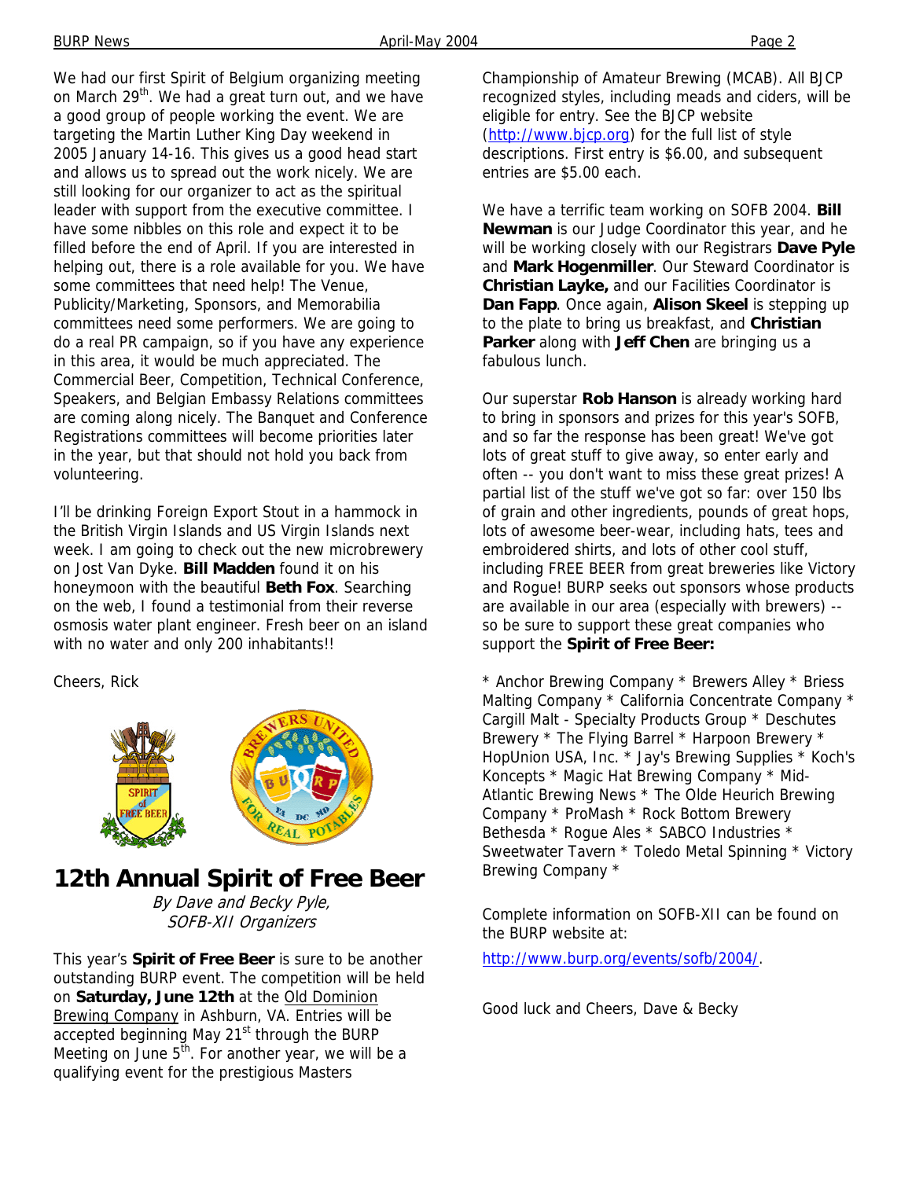We had our first Spirit of Belgium organizing meeting on March 29th. We had a great turn out, and we have a good group of people working the event. We are targeting the Martin Luther King Day weekend in 2005 January 14-16. This gives us a good head start and allows us to spread out the work nicely. We are still looking for our organizer to act as the spiritual leader with support from the executive committee. I have some nibbles on this role and expect it to be filled before the end of April. If you are interested in helping out, there is a role available for you. We have some committees that need help! The Venue, Publicity/Marketing, Sponsors, and Memorabilia committees need some performers. We are going to do a real PR campaign, so if you have any experience in this area, it would be much appreciated. The Commercial Beer, Competition, Technical Conference, Speakers, and Belgian Embassy Relations committees are coming along nicely. The Banquet and Conference Registrations committees will become priorities later in the year, but that should not hold you back from volunteering.

I'll be drinking Foreign Export Stout in a hammock in the British Virgin Islands and US Virgin Islands next week. I am going to check out the new microbrewery on Jost Van Dyke. **Bill Madden** found it on his honeymoon with the beautiful **Beth Fox**. Searching on the web, I found a testimonial from their reverse osmosis water plant engineer. Fresh beer on an island with no water and only 200 inhabitants!!

Cheers, Rick

# 12th Annual Spirit of Free Beer

*By Dave and Becky Pyle, SOFB-XII Organizers*

This year's **Spirit of Free Beer** is sure to be another outstanding BURP event. The competition will be held on **Saturday, June 12th** at the Old Dominion Brewing Company in Ashburn, VA. Entries will be accepted beginning May 21st through the BURP Meeting on June 5th. For another year, we will be a qualifying event for the prestigious Masters Championship of Amateur Brewing (MCAB). All BJCP recognized styles, including meads and ciders, will be eligible for entry. See the BJCP website (http://www.bjcp.org) for the full list of style descriptions. First entry is $6.00, and subsequent entries are $5.00 each.

We have a terrific team working on SOFB 2004. **Bill Newman** is our Judge Coordinator this year, and he will be working closely with our Registrars **Dave Pyle** and **Mark Hogenmiller**. Our Steward Coordinator is **Christian Layke,** and our Facilities Coordinator is **Dan Fapp**. Once again, **Alison Skeel** is stepping up to the plate to bring us breakfast, and **Christian Parker** along with **Jeff Chen** are bringing us a fabulous lunch.

Our superstar **Rob Hanson** is already working hard to bring in sponsors and prizes for this year's SOFB, and so far the response has been great! We've got lots of great stuff to give away, so enter early and often -- you don't want to miss these great prizes! A partial list of the stuff we've got so far: over 150 lbs of grain and other ingredients, pounds of great hops, lots of awesome beer-wear, including hats, tees and embroidered shirts, and lots of other cool stuff, including FREE BEER from great breweries like Victory and Rogue! BURP seeks out sponsors whose products are available in our area (especially with brewers) -- so be sure to support these great companies who support the **Spirit of Free Beer:**

* Anchor Brewing Company * Brewers Alley * Briess Malting Company * California Concentrate Company * Cargill Malt - Specialty Products Group * Deschutes Brewery * The Flying Barrel * Harpoon Brewery * HopUnion USA, Inc. * Jay's Brewing Supplies * Koch's Koncepts * Magic Hat Brewing Company * Mid-Atlantic Brewing News * The Olde Heurich Brewing Company * ProMash * Rock Bottom Brewery Bethesda * Rogue Ales * SABCO Industries * Sweetwater Tavern * Toledo Metal Spinning * Victory Brewing Company *

Complete information on SOFB-XII can be found on the BURP website at:

http://www.burp.org/events/sofb/2004/.

Good luck and Cheers, Dave & Becky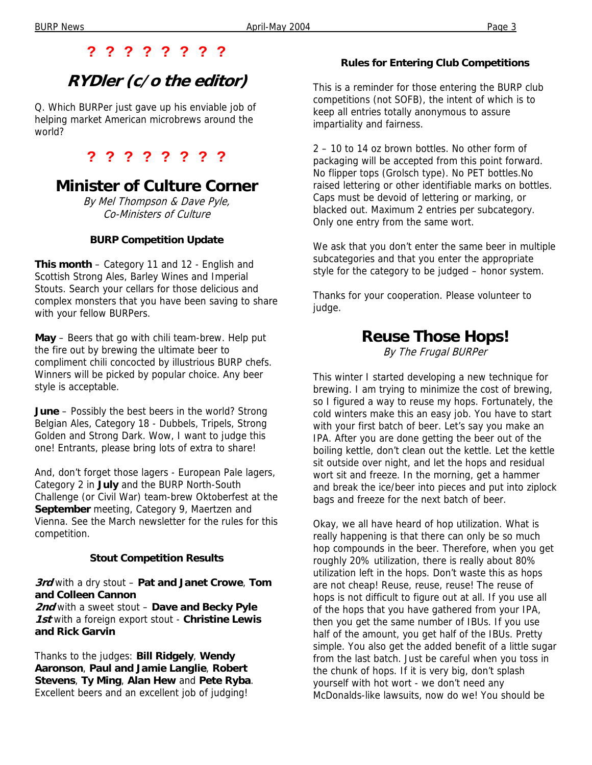**? ? ? ? ? ? ? ?**

# RYDler (c/o the editor)

Q. Which BURPer just gave up his enviable job of helping market American microbrews around the world?

**? ? ? ? ? ? ? ?**

# Minister of Culture Corner

*By Mel Thompson & Dave Pyle, Co-Ministers of Culture*

### BURP Competition Update

**This month** – Category 11 and 12 - English and Scottish Strong Ales, Barley Wines and Imperial Stouts. Search your cellars for those delicious and complex monsters that you have been saving to share with your fellow BURPers.

**May** – Beers that go with chili team-brew. Help put the fire out by brewing the ultimate beer to compliment chili concocted by illustrious BURP chefs. Winners will be picked by popular choice. Any beer style is acceptable.

**June** – Possibly the best beers in the world? Strong Belgian Ales, Category 18 - Dubbels, Tripels, Strong Golden and Strong Dark. Wow, I want to judge this one! Entrants, please bring lots of extra to share!

And, don't forget those lagers - European Pale lagers, Category 2 in **July** and the BURP North-South Challenge (or Civil War) team-brew Oktoberfest at the **September** meeting, Category 9, Maertzen and Vienna. See the March newsletter for the rules for this competition.

### Stout Competition Results

***3rd*** with a dry stout – **Pat and Janet Crowe**, **Tom and Colleen Cannon**
***2nd*** with a sweet stout – **Dave and Becky Pyle**
***1st*** with a foreign export stout - **Christine Lewis and Rick Garvin**

Thanks to the judges: **Bill Ridgely**, **Wendy Aaronson**, **Paul and Jamie Langlie**, **Robert Stevens**, **Ty Ming**, **Alan Hew** and **Pete Ryba**. Excellent beers and an excellent job of judging!

### Rules for Entering Club Competitions

This is a reminder for those entering the BURP club competitions (not SOFB), the intent of which is to keep all entries totally anonymous to assure impartiality and fairness.

2 – 10 to 14 oz brown bottles. No other form of packaging will be accepted from this point forward. No flipper tops (Grolsch type). No PET bottles.No raised lettering or other identifiable marks on bottles. Caps must be devoid of lettering or marking, or blacked out. Maximum 2 entries per subcategory. Only one entry from the same wort.

We ask that you don't enter the same beer in multiple subcategories and that you enter the appropriate style for the category to be judged – honor system.

Thanks for your cooperation. Please volunteer to judge.

# Reuse Those Hops!

*By The Frugal BURPer*

This winter I started developing a new technique for brewing. I am trying to minimize the cost of brewing, so I figured a way to reuse my hops. Fortunately, the cold winters make this an easy job. You have to start with your first batch of beer. Let's say you make an IPA. After you are done getting the beer out of the boiling kettle, don't clean out the kettle. Let the kettle sit outside over night, and let the hops and residual wort sit and freeze. In the morning, get a hammer and break the ice/beer into pieces and put into ziplock bags and freeze for the next batch of beer.

Okay, we all have heard of hop utilization. What is really happening is that there can only be so much hop compounds in the beer. Therefore, when you get roughly 20% utilization, there is really about 80% utilization left in the hops. Don't waste this as hops are not cheap! Reuse, reuse, reuse! The reuse of hops is not difficult to figure out at all. If you use all of the hops that you have gathered from your IPA, then you get the same number of IBUs. If you use half of the amount, you get half of the IBUs. Pretty simple. You also get the added benefit of a little sugar from the last batch. Just be careful when you toss in the chunk of hops. If it is very big, don't splash yourself with hot wort - we don't need any McDonalds-like lawsuits, now do we! You should be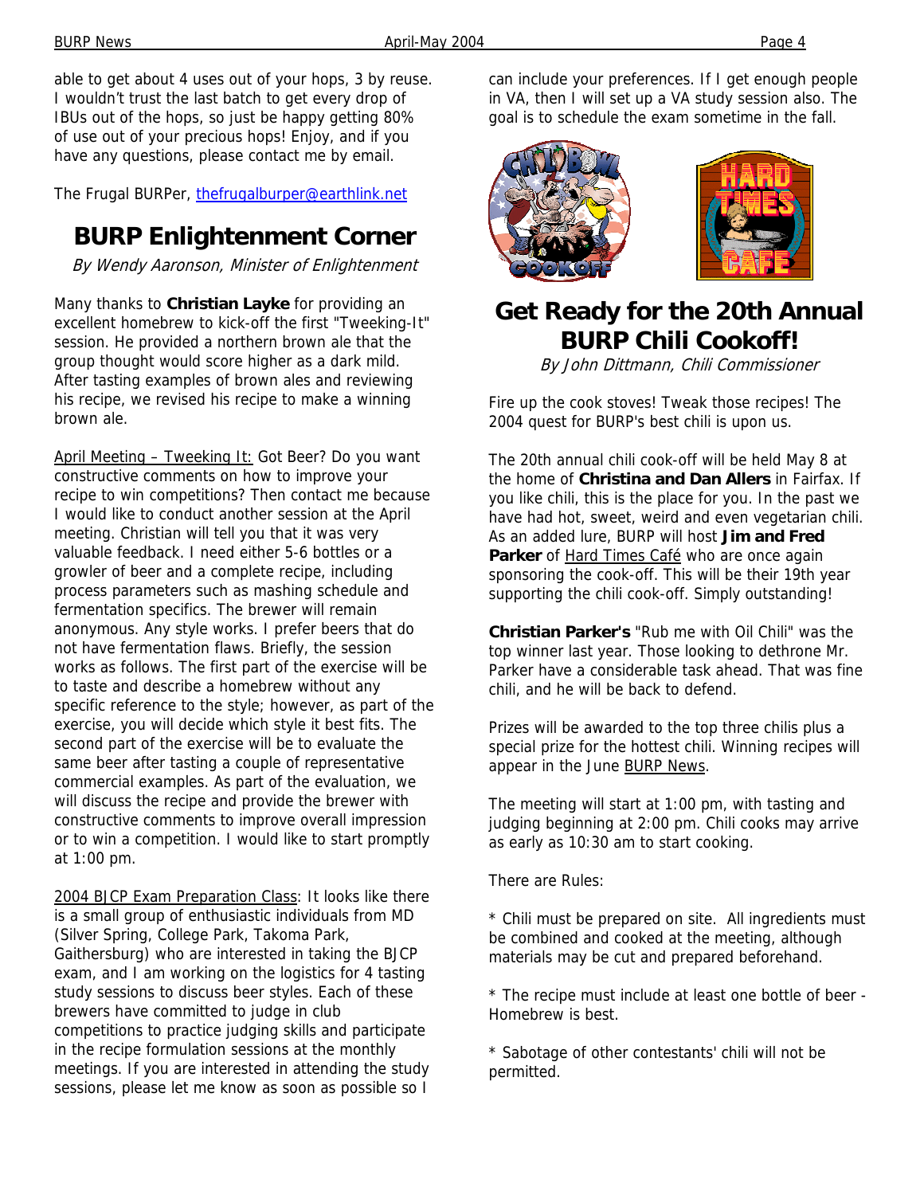able to get about 4 uses out of your hops, 3 by reuse. I wouldn't trust the last batch to get every drop of IBUs out of the hops, so just be happy getting 80% of use out of your precious hops! Enjoy, and if you have any questions, please contact me by email.

The Frugal BURPer, thefrugalburper@earthlink.net

## BURP Enlightenment Corner

*By Wendy Aaronson, Minister of Enlightenment*

Many thanks to **Christian Layke** for providing an excellent homebrew to kick-off the first "Tweeking-It" session. He provided a northern brown ale that the group thought would score higher as a dark mild. After tasting examples of brown ales and reviewing his recipe, we revised his recipe to make a winning brown ale.

April Meeting – Tweeking It: Got Beer? Do you want constructive comments on how to improve your recipe to win competitions? Then contact me because I would like to conduct another session at the April meeting. Christian will tell you that it was very valuable feedback. I need either 5-6 bottles or a growler of beer and a complete recipe, including process parameters such as mashing schedule and fermentation specifics. The brewer will remain anonymous. Any style works. I prefer beers that do not have fermentation flaws. Briefly, the session works as follows. The first part of the exercise will be to taste and describe a homebrew without any specific reference to the style; however, as part of the exercise, you will decide which style it best fits. The second part of the exercise will be to evaluate the same beer after tasting a couple of representative commercial examples. As part of the evaluation, we will discuss the recipe and provide the brewer with constructive comments to improve overall impression or to win a competition. I would like to start promptly at 1:00 pm.

2004 BJCP Exam Preparation Class: It looks like there is a small group of enthusiastic individuals from MD (Silver Spring, College Park, Takoma Park, Gaithersburg) who are interested in taking the BJCP exam, and I am working on the logistics for 4 tasting study sessions to discuss beer styles. Each of these brewers have committed to judge in club competitions to practice judging skills and participate in the recipe formulation sessions at the monthly meetings. If you are interested in attending the study sessions, please let me know as soon as possible so I can include your preferences. If I get enough people in VA, then I will set up a VA study session also. The goal is to schedule the exam sometime in the fall.

## Get Ready for the 20th Annual BURP Chili Cookoff!

*By John Dittmann, Chili Commissioner*

Fire up the cook stoves! Tweak those recipes! The 2004 quest for BURP's best chili is upon us.

The 20th annual chili cook-off will be held May 8 at the home of **Christina and Dan Allers** in Fairfax. If you like chili, this is the place for you. In the past we have had hot, sweet, weird and even vegetarian chili. As an added lure, BURP will host **Jim and Fred Parker** of Hard Times Café who are once again sponsoring the cook-off. This will be their 19th year supporting the chili cook-off. Simply outstanding!

**Christian Parker's** "Rub me with Oil Chili" was the top winner last year. Those looking to dethrone Mr. Parker have a considerable task ahead. That was fine chili, and he will be back to defend.

Prizes will be awarded to the top three chilis plus a special prize for the hottest chili. Winning recipes will appear in the June BURP News.

The meeting will start at 1:00 pm, with tasting and judging beginning at 2:00 pm. Chili cooks may arrive as early as 10:30 am to start cooking.

There are Rules:

* Chili must be prepared on site. All ingredients must be combined and cooked at the meeting, although materials may be cut and prepared beforehand.

* The recipe must include at least one bottle of beer - Homebrew is best.

* Sabotage of other contestants' chili will not be permitted.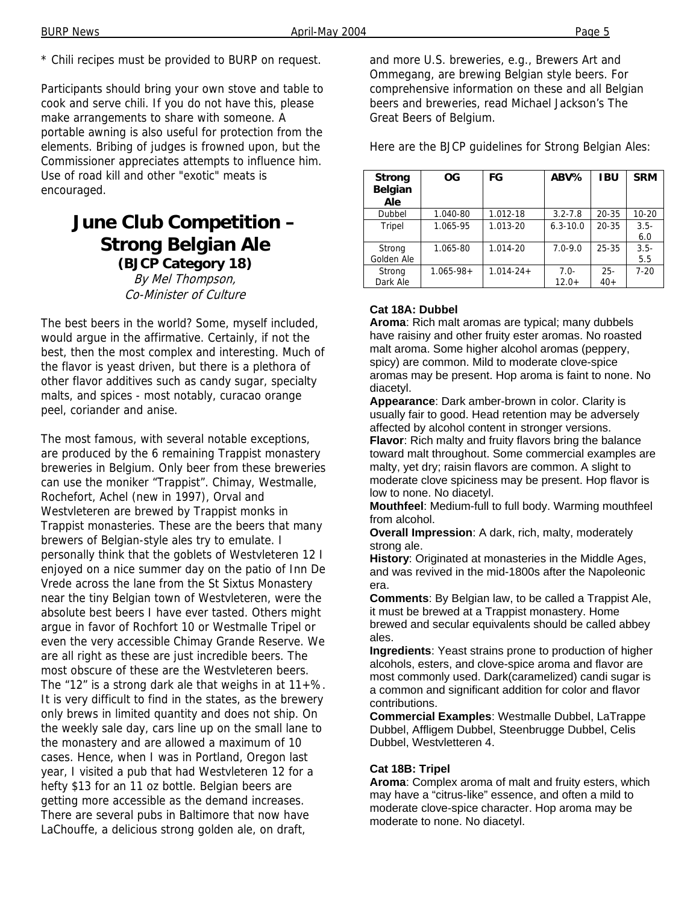* Chili recipes must be provided to BURP on request.

Participants should bring your own stove and table to cook and serve chili. If you do not have this, please make arrangements to share with someone. A portable awning is also useful for protection from the elements. Bribing of judges is frowned upon, but the Commissioner appreciates attempts to influence him. Use of road kill and other "exotic" meats is encouraged.

# June Club Competition – Strong Belgian Ale

**(BJCP Category 18)**

*By Mel Thompson, Co-Minister of Culture*

The best beers in the world? Some, myself included, would argue in the affirmative. Certainly, if not the best, then the most complex and interesting. Much of the flavor is yeast driven, but there is a plethora of other flavor additives such as candy sugar, specialty malts, and spices - most notably, curacao orange peel, coriander and anise.

The most famous, with several notable exceptions, are produced by the 6 remaining Trappist monastery breweries in Belgium. Only beer from these breweries can use the moniker "Trappist". Chimay, Westmalle, Rochefort, Achel (new in 1997), Orval and Westvleteren are brewed by Trappist monks in Trappist monasteries. These are the beers that many brewers of Belgian-style ales try to emulate. I personally think that the goblets of Westvleteren 12 I enjoyed on a nice summer day on the patio of Inn De Vrede across the lane from the St Sixtus Monastery near the tiny Belgian town of Westvleteren, were the absolute best beers I have ever tasted. Others might argue in favor of Rochfort 10 or Westmalle Tripel or even the very accessible Chimay Grande Reserve. We are all right as these are just incredible beers. The most obscure of these are the Westvleteren beers. The "12" is a strong dark ale that weighs in at 11+%. It is very difficult to find in the states, as the brewery only brews in limited quantity and does not ship. On the weekly sale day, cars line up on the small lane to the monastery and are allowed a maximum of 10 cases. Hence, when I was in Portland, Oregon last year, I visited a pub that had Westvleteren 12 for a hefty $13 for an 11 oz bottle. Belgian beers are getting more accessible as the demand increases. There are several pubs in Baltimore that now have LaChouffe, a delicious strong golden ale, on draft, and more U.S. breweries, e.g., Brewers Art and Ommegang, are brewing Belgian style beers. For comprehensive information on these and all Belgian beers and breweries, read Michael Jackson's The Great Beers of Belgium.

Here are the BJCP guidelines for Strong Belgian Ales:

| Strong Belgian Ale | OG | FG | ABV% | IBU | SRM |
|---|---|---|---|---|---|
| Dubbel | 1.040-80 | 1.012-18 | 3.2-7.8 | 20-35 | 10-20 |
| Tripel | 1.065-95 | 1.013-20 | 6.3-10.0 | 20-35 | 3.5-6.0 |
| Strong Golden Ale | 1.065-80 | 1.014-20 | 7.0-9.0 | 25-35 | 3.5-5.5 |
| Strong Dark Ale | 1.065-98+ | 1.014-24+ | 7.0-12.0+ | 25-40+ | 7-20 |

### Cat 18A: Dubbel

**Aroma**: Rich malt aromas are typical; many dubbels have raisiny and other fruity ester aromas. No roasted malt aroma. Some higher alcohol aromas (peppery, spicy) are common. Mild to moderate clove-spice aromas may be present. Hop aroma is faint to none. No diacetyl.

**Appearance**: Dark amber-brown in color. Clarity is usually fair to good. Head retention may be adversely affected by alcohol content in stronger versions.

**Flavor**: Rich malty and fruity flavors bring the balance toward malt throughout. Some commercial examples are malty, yet dry; raisin flavors are common. A slight to moderate clove spiciness may be present. Hop flavor is low to none. No diacetyl.

**Mouthfeel**: Medium-full to full body. Warming mouthfeel from alcohol.

**Overall Impression**: A dark, rich, malty, moderately strong ale.

**History**: Originated at monasteries in the Middle Ages, and was revived in the mid-1800s after the Napoleonic era.

**Comments**: By Belgian law, to be called a Trappist Ale, it must be brewed at a Trappist monastery. Home brewed and secular equivalents should be called abbey ales.

**Ingredients**: Yeast strains prone to production of higher alcohols, esters, and clove-spice aroma and flavor are most commonly used. Dark(caramelized) candi sugar is a common and significant addition for color and flavor contributions.

**Commercial Examples**: Westmalle Dubbel, LaTrappe Dubbel, Affligem Dubbel, Steenbrugge Dubbel, Celis Dubbel, Westvletteren 4.

### Cat 18B: Tripel

**Aroma**: Complex aroma of malt and fruity esters, which may have a "citrus-like" essence, and often a mild to moderate clove-spice character. Hop aroma may be moderate to none. No diacetyl.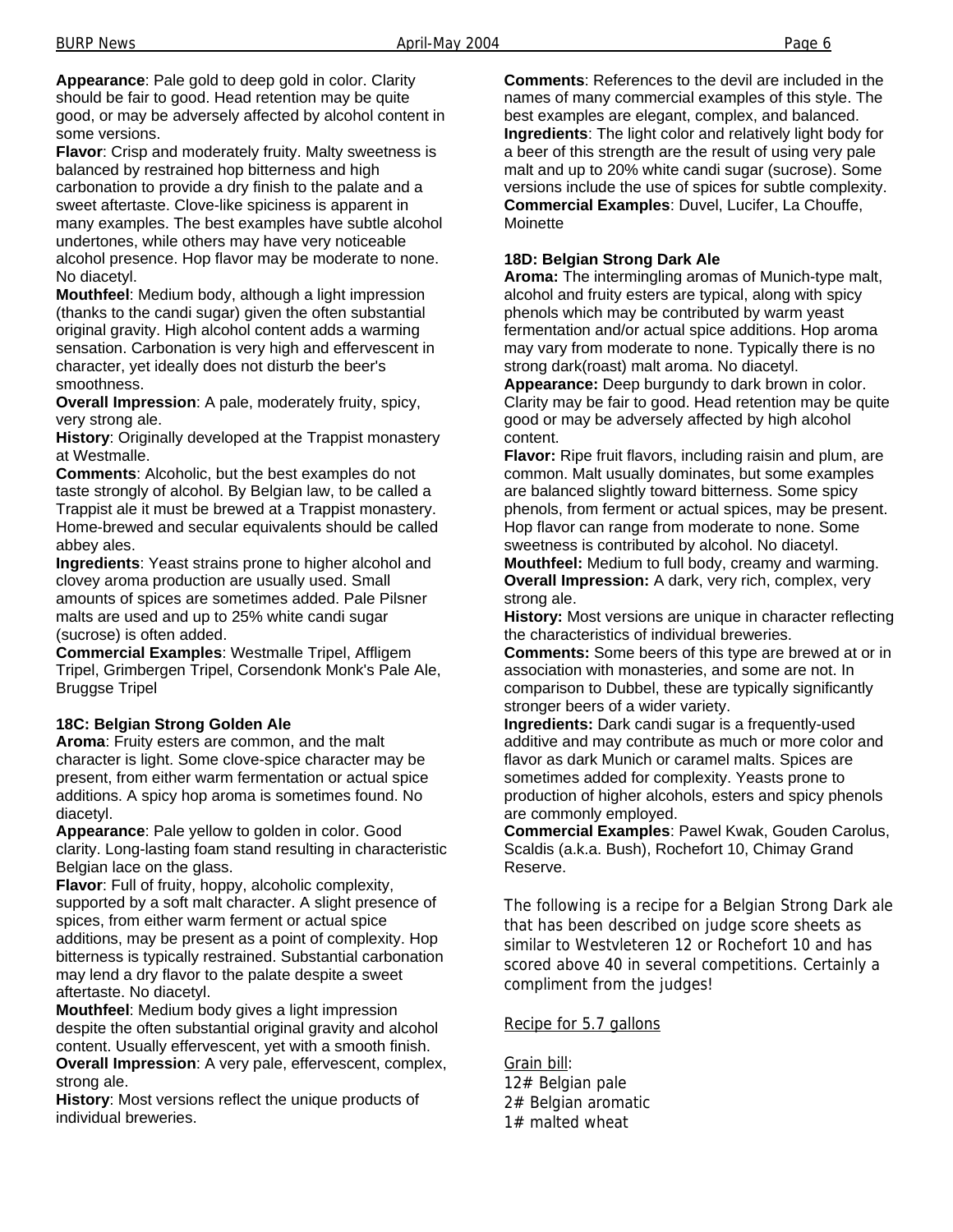**Appearance**: Pale gold to deep gold in color. Clarity should be fair to good. Head retention may be quite good, or may be adversely affected by alcohol content in some versions.

**Flavor**: Crisp and moderately fruity. Malty sweetness is balanced by restrained hop bitterness and high carbonation to provide a dry finish to the palate and a sweet aftertaste. Clove-like spiciness is apparent in many examples. The best examples have subtle alcohol undertones, while others may have very noticeable alcohol presence. Hop flavor may be moderate to none. No diacetyl.

**Mouthfeel**: Medium body, although a light impression (thanks to the candi sugar) given the often substantial original gravity. High alcohol content adds a warming sensation. Carbonation is very high and effervescent in character, yet ideally does not disturb the beer's smoothness.

**Overall Impression**: A pale, moderately fruity, spicy, very strong ale.

**History**: Originally developed at the Trappist monastery at Westmalle.

**Comments**: Alcoholic, but the best examples do not taste strongly of alcohol. By Belgian law, to be called a Trappist ale it must be brewed at a Trappist monastery. Home-brewed and secular equivalents should be called abbey ales.

**Ingredients**: Yeast strains prone to higher alcohol and clovey aroma production are usually used. Small amounts of spices are sometimes added. Pale Pilsner malts are used and up to 25% white candi sugar (sucrose) is often added.

**Commercial Examples**: Westmalle Tripel, Affligem Tripel, Grimbergen Tripel, Corsendonk Monk's Pale Ale, Bruggse Tripel

**18C: Belgian Strong Golden Ale**

**Aroma**: Fruity esters are common, and the malt character is light. Some clove-spice character may be present, from either warm fermentation or actual spice additions. A spicy hop aroma is sometimes found. No diacetyl.

**Appearance**: Pale yellow to golden in color. Good clarity. Long-lasting foam stand resulting in characteristic Belgian lace on the glass.

**Flavor**: Full of fruity, hoppy, alcoholic complexity, supported by a soft malt character. A slight presence of spices, from either warm ferment or actual spice additions, may be present as a point of complexity. Hop bitterness is typically restrained. Substantial carbonation may lend a dry flavor to the palate despite a sweet aftertaste. No diacetyl.

**Mouthfeel**: Medium body gives a light impression despite the often substantial original gravity and alcohol content. Usually effervescent, yet with a smooth finish.

**Overall Impression**: A very pale, effervescent, complex, strong ale.

**History**: Most versions reflect the unique products of individual breweries.

**Comments**: References to the devil are included in the names of many commercial examples of this style. The best examples are elegant, complex, and balanced.

**Ingredients**: The light color and relatively light body for a beer of this strength are the result of using very pale malt and up to 20% white candi sugar (sucrose). Some versions include the use of spices for subtle complexity.

**Commercial Examples**: Duvel, Lucifer, La Chouffe, Moinette

**18D: Belgian Strong Dark Ale**

**Aroma:** The intermingling aromas of Munich-type malt, alcohol and fruity esters are typical, along with spicy phenols which may be contributed by warm yeast fermentation and/or actual spice additions. Hop aroma may vary from moderate to none. Typically there is no strong dark(roast) malt aroma. No diacetyl.

**Appearance:** Deep burgundy to dark brown in color. Clarity may be fair to good. Head retention may be quite good or may be adversely affected by high alcohol content.

**Flavor:** Ripe fruit flavors, including raisin and plum, are common. Malt usually dominates, but some examples are balanced slightly toward bitterness. Some spicy phenols, from ferment or actual spices, may be present. Hop flavor can range from moderate to none. Some sweetness is contributed by alcohol. No diacetyl.

**Mouthfeel:** Medium to full body, creamy and warming.

**Overall Impression:** A dark, very rich, complex, very strong ale.

**History:** Most versions are unique in character reflecting the characteristics of individual breweries.

**Comments:** Some beers of this type are brewed at or in association with monasteries, and some are not. In comparison to Dubbel, these are typically significantly stronger beers of a wider variety.

**Ingredients:** Dark candi sugar is a frequently-used additive and may contribute as much or more color and flavor as dark Munich or caramel malts. Spices are sometimes added for complexity. Yeasts prone to production of higher alcohols, esters and spicy phenols are commonly employed.

**Commercial Examples**: Pawel Kwak, Gouden Carolus, Scaldis (a.k.a. Bush), Rochefort 10, Chimay Grand Reserve.

The following is a recipe for a Belgian Strong Dark ale that has been described on judge score sheets as similar to Westvleteren 12 or Rochefort 10 and has scored above 40 in several competitions. Certainly a compliment from the judges!

Recipe for 5.7 gallons

Grain bill:
12# Belgian pale
2# Belgian aromatic
1# malted wheat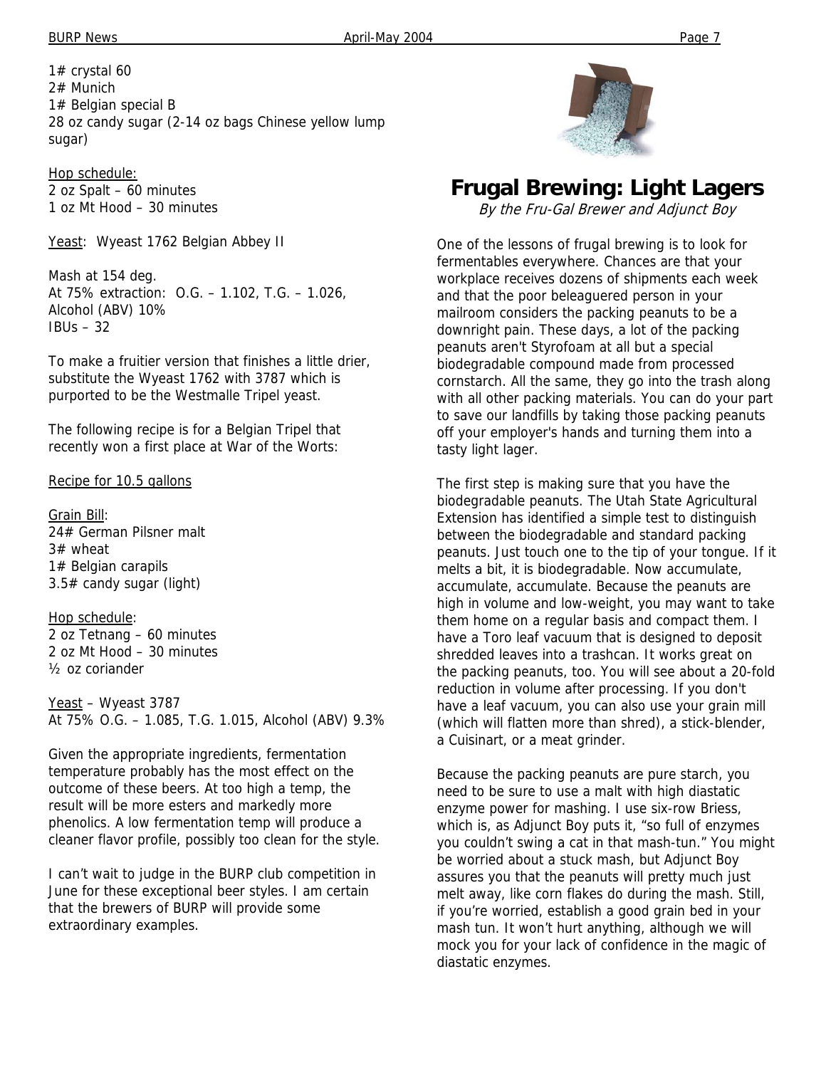1# crystal 60
2# Munich
1# Belgian special B
28 oz candy sugar (2-14 oz bags Chinese yellow lump sugar)

Hop schedule:
2 oz Spalt – 60 minutes
1 oz Mt Hood – 30 minutes

Yeast: Wyeast 1762 Belgian Abbey II

Mash at 154 deg.
At 75% extraction: O.G. – 1.102, T.G. – 1.026, Alcohol (ABV) 10%
IBUs – 32

To make a fruitier version that finishes a little drier, substitute the Wyeast 1762 with 3787 which is purported to be the Westmalle Tripel yeast.

The following recipe is for a Belgian Tripel that recently won a first place at War of the Worts:

Recipe for 10.5 gallons

Grain Bill:
24# German Pilsner malt
3# wheat
1# Belgian carapils
3.5# candy sugar (light)

Hop schedule:
2 oz Tetnang – 60 minutes
2 oz Mt Hood – 30 minutes
½ oz coriander

Yeast – Wyeast 3787
At 75% O.G. – 1.085, T.G. 1.015, Alcohol (ABV) 9.3%

Given the appropriate ingredients, fermentation temperature probably has the most effect on the outcome of these beers. At too high a temp, the result will be more esters and markedly more phenolics. A low fermentation temp will produce a cleaner flavor profile, possibly too clean for the style.

I can't wait to judge in the BURP club competition in June for these exceptional beer styles. I am certain that the brewers of BURP will provide some extraordinary examples.

# Frugal Brewing: Light Lagers

*By the Fru-Gal Brewer and Adjunct Boy*

One of the lessons of frugal brewing is to look for fermentables everywhere. Chances are that your workplace receives dozens of shipments each week and that the poor beleaguered person in your mailroom considers the packing peanuts to be a downright pain. These days, a lot of the packing peanuts aren't Styrofoam at all but a special biodegradable compound made from processed cornstarch. All the same, they go into the trash along with all other packing materials. You can do your part to save our landfills by taking those packing peanuts off your employer's hands and turning them into a tasty light lager.

The first step is making sure that you have the biodegradable peanuts. The Utah State Agricultural Extension has identified a simple test to distinguish between the biodegradable and standard packing peanuts. Just touch one to the tip of your tongue. If it melts a bit, it is biodegradable. Now accumulate, accumulate, accumulate. Because the peanuts are high in volume and low-weight, you may want to take them home on a regular basis and compact them. I have a Toro leaf vacuum that is designed to deposit shredded leaves into a trashcan. It works great on the packing peanuts, too. You will see about a 20-fold reduction in volume after processing. If you don't have a leaf vacuum, you can also use your grain mill (which will flatten more than shred), a stick-blender, a Cuisinart, or a meat grinder.

Because the packing peanuts are pure starch, you need to be sure to use a malt with high diastatic enzyme power for mashing. I use six-row Briess, which is, as Adjunct Boy puts it, "so full of enzymes you couldn't swing a cat in that mash-tun." You might be worried about a stuck mash, but Adjunct Boy assures you that the peanuts will pretty much just melt away, like corn flakes do during the mash. Still, if you're worried, establish a good grain bed in your mash tun. It won't hurt anything, although we will mock you for your lack of confidence in the magic of diastatic enzymes.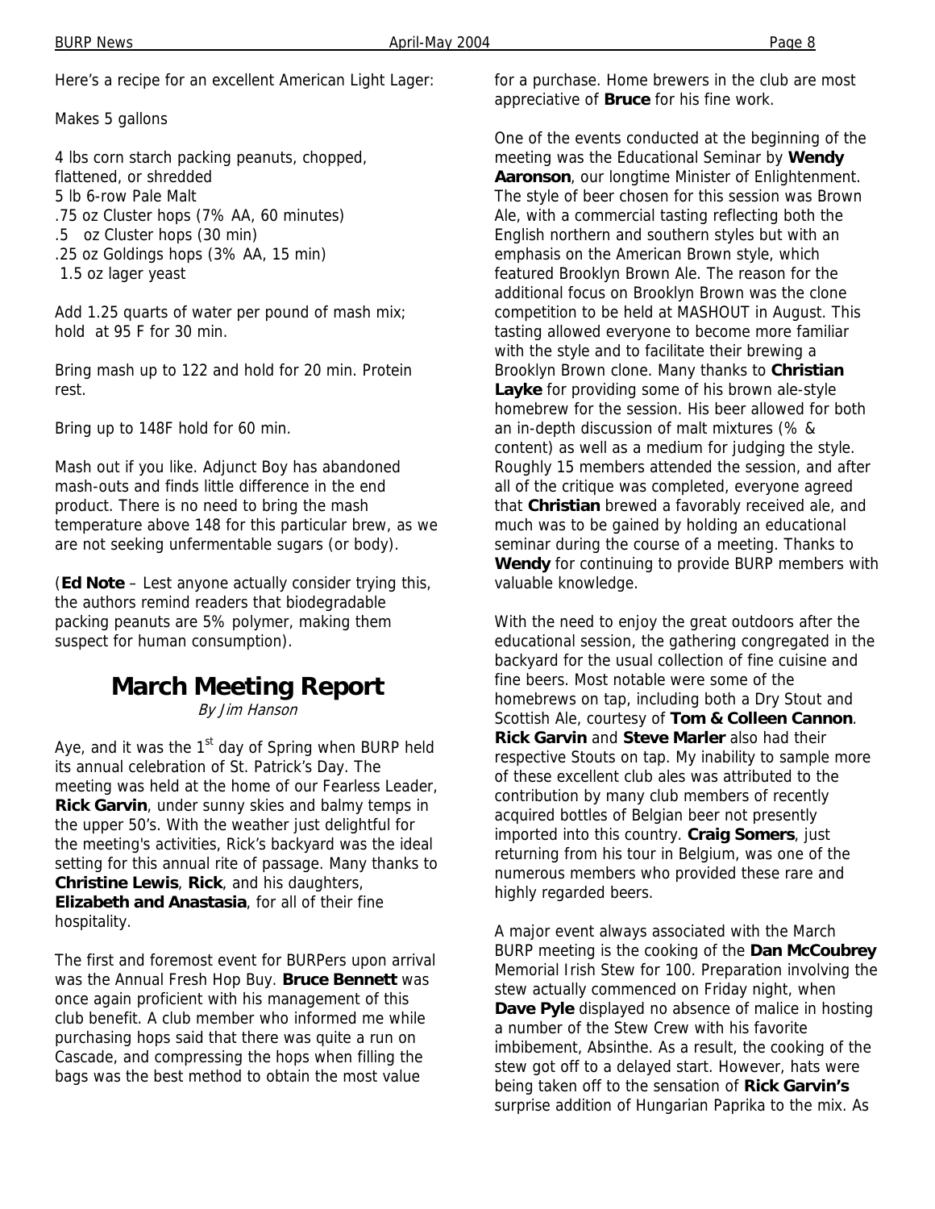Here's a recipe for an excellent American Light Lager:

Makes 5 gallons

4 lbs corn starch packing peanuts, chopped, flattened, or shredded
5 lb 6-row Pale Malt
.75 oz Cluster hops (7% AA, 60 minutes)
.5 oz Cluster hops (30 min)
.25 oz Goldings hops (3% AA, 15 min)
1.5 oz lager yeast

Add 1.25 quarts of water per pound of mash mix; hold at 95 F for 30 min.

Bring mash up to 122 and hold for 20 min. Protein rest.

Bring up to 148F hold for 60 min.

Mash out if you like. Adjunct Boy has abandoned mash-outs and finds little difference in the end product. There is no need to bring the mash temperature above 148 for this particular brew, as we are not seeking unfermentable sugars (or body).

(**Ed Note** – Lest anyone actually consider trying this, the authors remind readers that biodegradable packing peanuts are 5% polymer, making them suspect for human consumption).

# March Meeting Report

*By Jim Hanson*

Aye, and it was the 1st day of Spring when BURP held its annual celebration of St. Patrick's Day. The meeting was held at the home of our Fearless Leader, **Rick Garvin**, under sunny skies and balmy temps in the upper 50's. With the weather just delightful for the meeting's activities, Rick's backyard was the ideal setting for this annual rite of passage. Many thanks to **Christine Lewis**, **Rick**, and his daughters, **Elizabeth and Anastasia**, for all of their fine hospitality.

The first and foremost event for BURPers upon arrival was the Annual Fresh Hop Buy. **Bruce Bennett** was once again proficient with his management of this club benefit. A club member who informed me while purchasing hops said that there was quite a run on Cascade, and compressing the hops when filling the bags was the best method to obtain the most value for a purchase. Home brewers in the club are most appreciative of **Bruce** for his fine work.

One of the events conducted at the beginning of the meeting was the Educational Seminar by **Wendy Aaronson**, our longtime Minister of Enlightenment. The style of beer chosen for this session was Brown Ale, with a commercial tasting reflecting both the English northern and southern styles but with an emphasis on the American Brown style, which featured Brooklyn Brown Ale. The reason for the additional focus on Brooklyn Brown was the clone competition to be held at MASHOUT in August. This tasting allowed everyone to become more familiar with the style and to facilitate their brewing a Brooklyn Brown clone. Many thanks to **Christian Layke** for providing some of his brown ale-style homebrew for the session. His beer allowed for both an in-depth discussion of malt mixtures (% & content) as well as a medium for judging the style. Roughly 15 members attended the session, and after all of the critique was completed, everyone agreed that **Christian** brewed a favorably received ale, and much was to be gained by holding an educational seminar during the course of a meeting. Thanks to **Wendy** for continuing to provide BURP members with valuable knowledge.

With the need to enjoy the great outdoors after the educational session, the gathering congregated in the backyard for the usual collection of fine cuisine and fine beers. Most notable were some of the homebrews on tap, including both a Dry Stout and Scottish Ale, courtesy of **Tom & Colleen Cannon**. **Rick Garvin** and **Steve Marler** also had their respective Stouts on tap. My inability to sample more of these excellent club ales was attributed to the contribution by many club members of recently acquired bottles of Belgian beer not presently imported into this country. **Craig Somers**, just returning from his tour in Belgium, was one of the numerous members who provided these rare and highly regarded beers.

A major event always associated with the March BURP meeting is the cooking of the **Dan McCoubrey** Memorial Irish Stew for 100. Preparation involving the stew actually commenced on Friday night, when **Dave Pyle** displayed no absence of malice in hosting a number of the Stew Crew with his favorite imbibement, Absinthe. As a result, the cooking of the stew got off to a delayed start. However, hats were being taken off to the sensation of **Rick Garvin's** surprise addition of Hungarian Paprika to the mix. As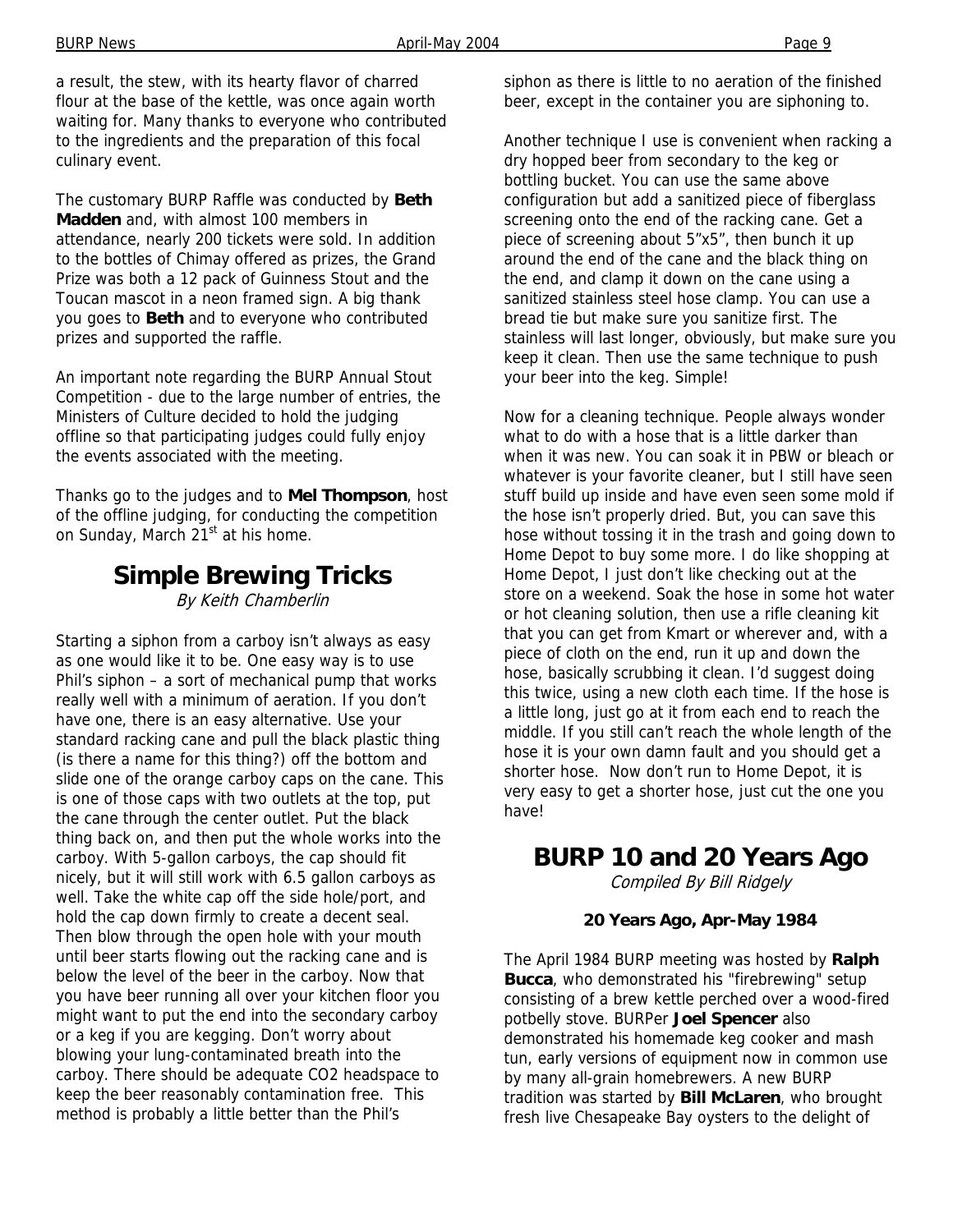a result, the stew, with its hearty flavor of charred flour at the base of the kettle, was once again worth waiting for. Many thanks to everyone who contributed to the ingredients and the preparation of this focal culinary event.

The customary BURP Raffle was conducted by **Beth Madden** and, with almost 100 members in attendance, nearly 200 tickets were sold. In addition to the bottles of Chimay offered as prizes, the Grand Prize was both a 12 pack of Guinness Stout and the Toucan mascot in a neon framed sign. A big thank you goes to **Beth** and to everyone who contributed prizes and supported the raffle.

An important note regarding the BURP Annual Stout Competition - due to the large number of entries, the Ministers of Culture decided to hold the judging offline so that participating judges could fully enjoy the events associated with the meeting.

Thanks go to the judges and to **Mel Thompson**, host of the offline judging, for conducting the competition on Sunday, March 21st at his home.

## Simple Brewing Tricks

*By Keith Chamberlin*

Starting a siphon from a carboy isn't always as easy as one would like it to be. One easy way is to use Phil's siphon – a sort of mechanical pump that works really well with a minimum of aeration. If you don't have one, there is an easy alternative. Use your standard racking cane and pull the black plastic thing (is there a name for this thing?) off the bottom and slide one of the orange carboy caps on the cane. This is one of those caps with two outlets at the top, put the cane through the center outlet. Put the black thing back on, and then put the whole works into the carboy. With 5-gallon carboys, the cap should fit nicely, but it will still work with 6.5 gallon carboys as well. Take the white cap off the side hole/port, and hold the cap down firmly to create a decent seal. Then blow through the open hole with your mouth until beer starts flowing out the racking cane and is below the level of the beer in the carboy. Now that you have beer running all over your kitchen floor you might want to put the end into the secondary carboy or a keg if you are kegging. Don't worry about blowing your lung-contaminated breath into the carboy. There should be adequate CO2 headspace to keep the beer reasonably contamination free. This method is probably a little better than the Phil's siphon as there is little to no aeration of the finished beer, except in the container you are siphoning to.

Another technique I use is convenient when racking a dry hopped beer from secondary to the keg or bottling bucket. You can use the same above configuration but add a sanitized piece of fiberglass screening onto the end of the racking cane. Get a piece of screening about 5"x5", then bunch it up around the end of the cane and the black thing on the end, and clamp it down on the cane using a sanitized stainless steel hose clamp. You can use a bread tie but make sure you sanitize first. The stainless will last longer, obviously, but make sure you keep it clean. Then use the same technique to push your beer into the keg. Simple!

Now for a cleaning technique. People always wonder what to do with a hose that is a little darker than when it was new. You can soak it in PBW or bleach or whatever is your favorite cleaner, but I still have seen stuff build up inside and have even seen some mold if the hose isn't properly dried. But, you can save this hose without tossing it in the trash and going down to Home Depot to buy some more. I do like shopping at Home Depot, I just don't like checking out at the store on a weekend. Soak the hose in some hot water or hot cleaning solution, then use a rifle cleaning kit that you can get from Kmart or wherever and, with a piece of cloth on the end, run it up and down the hose, basically scrubbing it clean. I'd suggest doing this twice, using a new cloth each time. If the hose is a little long, just go at it from each end to reach the middle. If you still can't reach the whole length of the hose it is your own damn fault and you should get a shorter hose. Now don't run to Home Depot, it is very easy to get a shorter hose, just cut the one you have!

## BURP 10 and 20 Years Ago

*Compiled By Bill Ridgely*

### 20 Years Ago, Apr-May 1984

The April 1984 BURP meeting was hosted by **Ralph Bucca**, who demonstrated his "firebrewing" setup consisting of a brew kettle perched over a wood-fired potbelly stove. BURPer **Joel Spencer** also demonstrated his homemade keg cooker and mash tun, early versions of equipment now in common use by many all-grain homebrewers. A new BURP tradition was started by **Bill McLaren**, who brought fresh live Chesapeake Bay oysters to the delight of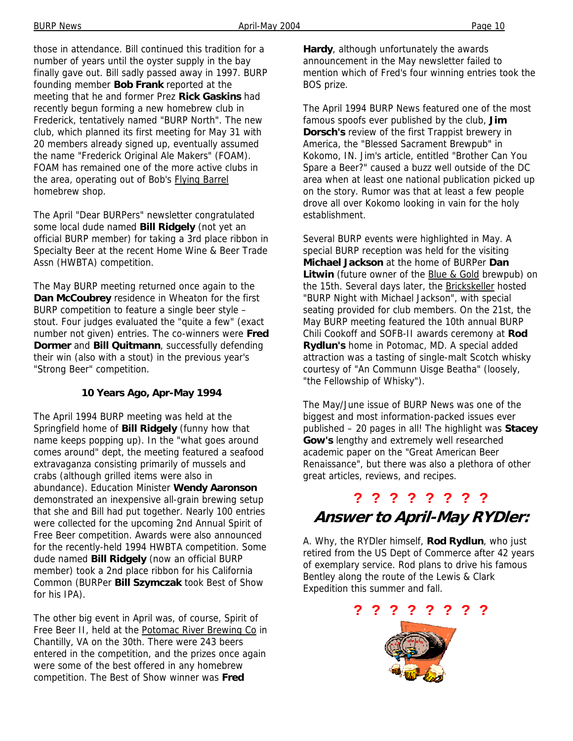those in attendance. Bill continued this tradition for a number of years until the oyster supply in the bay finally gave out. Bill sadly passed away in 1997. BURP founding member **Bob Frank** reported at the meeting that he and former Prez **Rick Gaskins** had recently begun forming a new homebrew club in Frederick, tentatively named "BURP North". The new club, which planned its first meeting for May 31 with 20 members already signed up, eventually assumed the name "Frederick Original Ale Makers" (FOAM). FOAM has remained one of the more active clubs in the area, operating out of Bob's Flying Barrel homebrew shop.

The April "Dear BURPers" newsletter congratulated some local dude named **Bill Ridgely** (not yet an official BURP member) for taking a 3rd place ribbon in Specialty Beer at the recent Home Wine & Beer Trade Assn (HWBTA) competition.

The May BURP meeting returned once again to the **Dan McCoubrey** residence in Wheaton for the first BURP competition to feature a single beer style – stout. Four judges evaluated the "quite a few" (exact number not given) entries. The co-winners were **Fred Dormer** and **Bill Quitmann**, successfully defending their win (also with a stout) in the previous year's "Strong Beer" competition.

### 10 Years Ago, Apr-May 1994

The April 1994 BURP meeting was held at the Springfield home of **Bill Ridgely** (funny how that name keeps popping up). In the "what goes around comes around" dept, the meeting featured a seafood extravaganza consisting primarily of mussels and crabs (although grilled items were also in abundance). Education Minister **Wendy Aaronson** demonstrated an inexpensive all-grain brewing setup that she and Bill had put together. Nearly 100 entries were collected for the upcoming 2nd Annual Spirit of Free Beer competition. Awards were also announced for the recently-held 1994 HWBTA competition. Some dude named **Bill Ridgely** (now an official BURP member) took a 2nd place ribbon for his California Common (BURPer **Bill Szymczak** took Best of Show for his IPA).

The other big event in April was, of course, Spirit of Free Beer II, held at the Potomac River Brewing Co in Chantilly, VA on the 30th. There were 243 beers entered in the competition, and the prizes once again were some of the best offered in any homebrew competition. The Best of Show winner was **Fred Hardy**, although unfortunately the awards announcement in the May newsletter failed to mention which of Fred's four winning entries took the BOS prize.

The April 1994 BURP News featured one of the most famous spoofs ever published by the club, **Jim Dorsch's** review of the first Trappist brewery in America, the "Blessed Sacrament Brewpub" in Kokomo, IN. Jim's article, entitled "Brother Can You Spare a Beer?" caused a buzz well outside of the DC area when at least one national publication picked up on the story. Rumor was that at least a few people drove all over Kokomo looking in vain for the holy establishment.

Several BURP events were highlighted in May. A special BURP reception was held for the visiting **Michael Jackson** at the home of BURPer **Dan Litwin** (future owner of the Blue & Gold brewpub) on the 15th. Several days later, the Brickskeller hosted "BURP Night with Michael Jackson", with special seating provided for club members. On the 21st, the May BURP meeting featured the 10th annual BURP Chili Cookoff and SOFB-II awards ceremony at **Rod Rydlun's** home in Potomac, MD. A special added attraction was a tasting of single-malt Scotch whisky courtesy of "An Communn Uisge Beatha" (loosely, "the Fellowship of Whisky").

The May/June issue of BURP News was one of the biggest and most information-packed issues ever published – 20 pages in all! The highlight was **Stacey Gow's** lengthy and extremely well researched academic paper on the "Great American Beer Renaissance", but there was also a plethora of other great articles, reviews, and recipes.

**? ? ? ? ? ? ? ?**

## Answer to April-May RYDler:

A. Why, the RYDler himself, **Rod Rydlun**, who just retired from the US Dept of Commerce after 42 years of exemplary service. Rod plans to drive his famous Bentley along the route of the Lewis & Clark Expedition this summer and fall.

**? ? ? ? ? ? ? ?**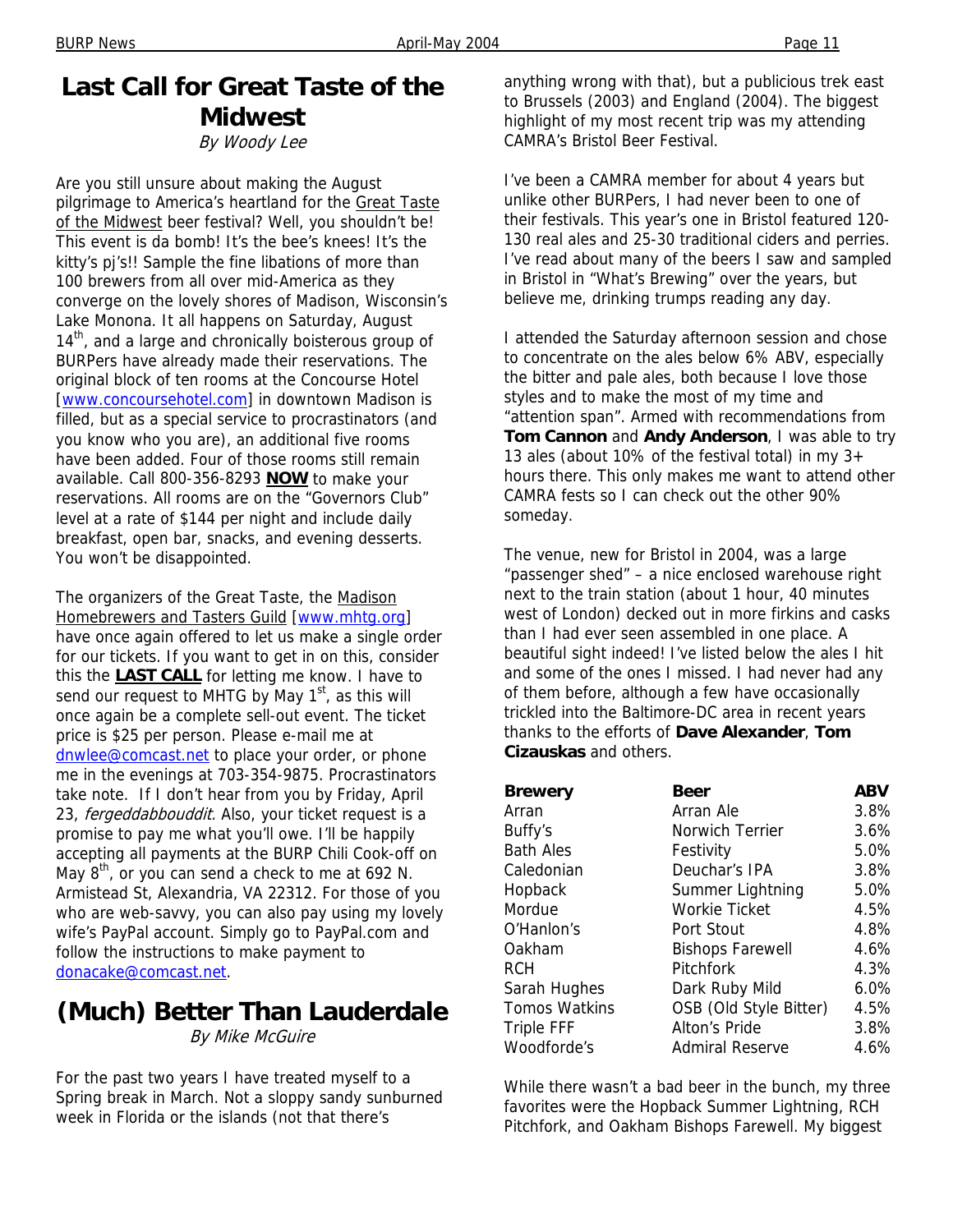# Last Call for Great Taste of the Midwest

*By Woody Lee*

Are you still unsure about making the August pilgrimage to America's heartland for the Great Taste of the Midwest beer festival? Well, you shouldn't be! This event is da bomb! It's the bee's knees! It's the kitty's pj's!! Sample the fine libations of more than 100 brewers from all over mid-America as they converge on the lovely shores of Madison, Wisconsin's Lake Monona. It all happens on Saturday, August 14th, and a large and chronically boisterous group of BURPers have already made their reservations. The original block of ten rooms at the Concourse Hotel [www.concoursehotel.com] in downtown Madison is filled, but as a special service to procrastinators (and you know who you are), an additional five rooms have been added. Four of those rooms still remain available. Call 800-356-8293 **NOW** to make your reservations. All rooms are on the "Governors Club" level at a rate of $144 per night and include daily breakfast, open bar, snacks, and evening desserts. You won't be disappointed.

The organizers of the Great Taste, the Madison Homebrewers and Tasters Guild [www.mhtg.org] have once again offered to let us make a single order for our tickets. If you want to get in on this, consider this the **LAST CALL** for letting me know. I have to send our request to MHTG by May 1st, as this will once again be a complete sell-out event. The ticket price is $25 per person. Please e-mail me at dnwlee@comcast.net to place your order, or phone me in the evenings at 703-354-9875. Procrastinators take note. If I don't hear from you by Friday, April 23, *fergeddabbouddit.* Also, your ticket request is a promise to pay me what you'll owe. I'll be happily accepting all payments at the BURP Chili Cook-off on May 8th, or you can send a check to me at 692 N. Armistead St, Alexandria, VA 22312. For those of you who are web-savvy, you can also pay using my lovely wife's PayPal account. Simply go to PayPal.com and follow the instructions to make payment to donacake@comcast.net.

# (Much) Better Than Lauderdale

*By Mike McGuire*

For the past two years I have treated myself to a Spring break in March. Not a sloppy sandy sunburned week in Florida or the islands (not that there's anything wrong with that), but a publicious trek east to Brussels (2003) and England (2004). The biggest highlight of my most recent trip was my attending CAMRA's Bristol Beer Festival.

I've been a CAMRA member for about 4 years but unlike other BURPers, I had never been to one of their festivals. This year's one in Bristol featured 120-130 real ales and 25-30 traditional ciders and perries. I've read about many of the beers I saw and sampled in Bristol in "What's Brewing" over the years, but believe me, drinking trumps reading any day.

I attended the Saturday afternoon session and chose to concentrate on the ales below 6% ABV, especially the bitter and pale ales, both because I love those styles and to make the most of my time and "attention span". Armed with recommendations from **Tom Cannon** and **Andy Anderson**, I was able to try 13 ales (about 10% of the festival total) in my 3+ hours there. This only makes me want to attend other CAMRA fests so I can check out the other 90% someday.

The venue, new for Bristol in 2004, was a large "passenger shed" – a nice enclosed warehouse right next to the train station (about 1 hour, 40 minutes west of London) decked out in more firkins and casks than I had ever seen assembled in one place. A beautiful sight indeed! I've listed below the ales I hit and some of the ones I missed. I had never had any of them before, although a few have occasionally trickled into the Baltimore-DC area in recent years thanks to the efforts of **Dave Alexander**, **Tom Cizauskas** and others.

| Brewery | Beer | ABV |
|---|---|---|
| Arran | Arran Ale | 3.8% |
| Buffy's | Norwich Terrier | 3.6% |
| Bath Ales | Festivity | 5.0% |
| Caledonian | Deuchar's IPA | 3.8% |
| Hopback | Summer Lightning | 5.0% |
| Mordue | Workie Ticket | 4.5% |
| O'Hanlon's | Port Stout | 4.8% |
| Oakham | Bishops Farewell | 4.6% |
| RCH | Pitchfork | 4.3% |
| Sarah Hughes | Dark Ruby Mild | 6.0% |
| Tomos Watkins | OSB (Old Style Bitter) | 4.5% |
| Triple FFF | Alton's Pride | 3.8% |
| Woodforde's | Admiral Reserve | 4.6% |

While there wasn't a bad beer in the bunch, my three favorites were the Hopback Summer Lightning, RCH Pitchfork, and Oakham Bishops Farewell. My biggest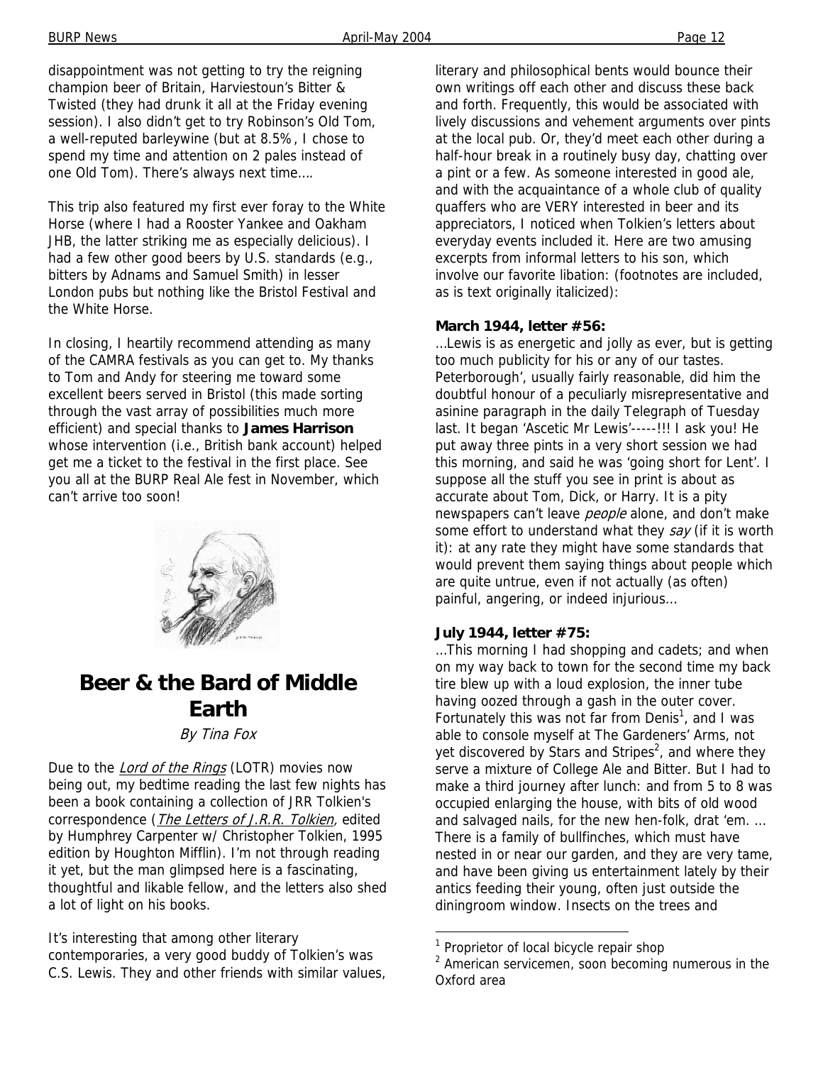disappointment was not getting to try the reigning champion beer of Britain, Harviestoun's Bitter & Twisted (they had drunk it all at the Friday evening session). I also didn't get to try Robinson's Old Tom, a well-reputed barleywine (but at 8.5%, I chose to spend my time and attention on 2 pales instead of one Old Tom). There's always next time….

This trip also featured my first ever foray to the White Horse (where I had a Rooster Yankee and Oakham JHB, the latter striking me as especially delicious). I had a few other good beers by U.S. standards (e.g., bitters by Adnams and Samuel Smith) in lesser London pubs but nothing like the Bristol Festival and the White Horse.

In closing, I heartily recommend attending as many of the CAMRA festivals as you can get to. My thanks to Tom and Andy for steering me toward some excellent beers served in Bristol (this made sorting through the vast array of possibilities much more efficient) and special thanks to **James Harrison** whose intervention (i.e., British bank account) helped get me a ticket to the festival in the first place. See you all at the BURP Real Ale fest in November, which can't arrive too soon!

# Beer & the Bard of Middle Earth

*By Tina Fox*

Due to the *Lord of the Rings* (LOTR) movies now being out, my bedtime reading the last few nights has been a book containing a collection of JRR Tolkien's correspondence (*The Letters of J.R.R. Tolkien*, edited by Humphrey Carpenter w/ Christopher Tolkien, 1995 edition by Houghton Mifflin). I'm not through reading it yet, but the man glimpsed here is a fascinating, thoughtful and likable fellow, and the letters also shed a lot of light on his books.

It's interesting that among other literary contemporaries, a very good buddy of Tolkien's was C.S. Lewis. They and other friends with similar values, literary and philosophical bents would bounce their own writings off each other and discuss these back and forth. Frequently, this would be associated with lively discussions and vehement arguments over pints at the local pub. Or, they'd meet each other during a half-hour break in a routinely busy day, chatting over a pint or a few. As someone interested in good ale, and with the acquaintance of a whole club of quality quaffers who are VERY interested in beer and its appreciators, I noticed when Tolkien's letters about everyday events included it. Here are two amusing excerpts from informal letters to his son, which involve our favorite libation: (footnotes are included, as is text originally italicized):

**March 1944, letter #56:**

…Lewis is as energetic and jolly as ever, but is getting too much publicity for his or any of our tastes. Peterborough', usually fairly reasonable, did him the doubtful honour of a peculiarly misrepresentative and asinine paragraph in the daily Telegraph of Tuesday last. It began 'Ascetic Mr Lewis'-----!!! I ask you! He put away three pints in a very short session we had this morning, and said he was 'going short for Lent'. I suppose all the stuff you see in print is about as accurate about Tom, Dick, or Harry. It is a pity newspapers can't leave *people* alone, and don't make some effort to understand what they *say* (if it is worth it): at any rate they might have some standards that would prevent them saying things about people which are quite untrue, even if not actually (as often) painful, angering, or indeed injurious…

**July 1944, letter #75:**

…This morning I had shopping and cadets; and when on my way back to town for the second time my back tire blew up with a loud explosion, the inner tube having oozed through a gash in the outer cover. Fortunately this was not far from Denis[1], and I was able to console myself at The Gardeners' Arms, not yet discovered by Stars and Stripes[2], and where they serve a mixture of College Ale and Bitter. But I had to make a third journey after lunch: and from 5 to 8 was occupied enlarging the house, with bits of old wood and salvaged nails, for the new hen-folk, drat 'em. … There is a family of bullfinches, which must have nested in or near our garden, and they are very tame, and have been giving us entertainment lately by their antics feeding their young, often just outside the diningroom window. Insects on the trees and

[1] Proprietor of local bicycle repair shop

[2] American servicemen, soon becoming numerous in the Oxford area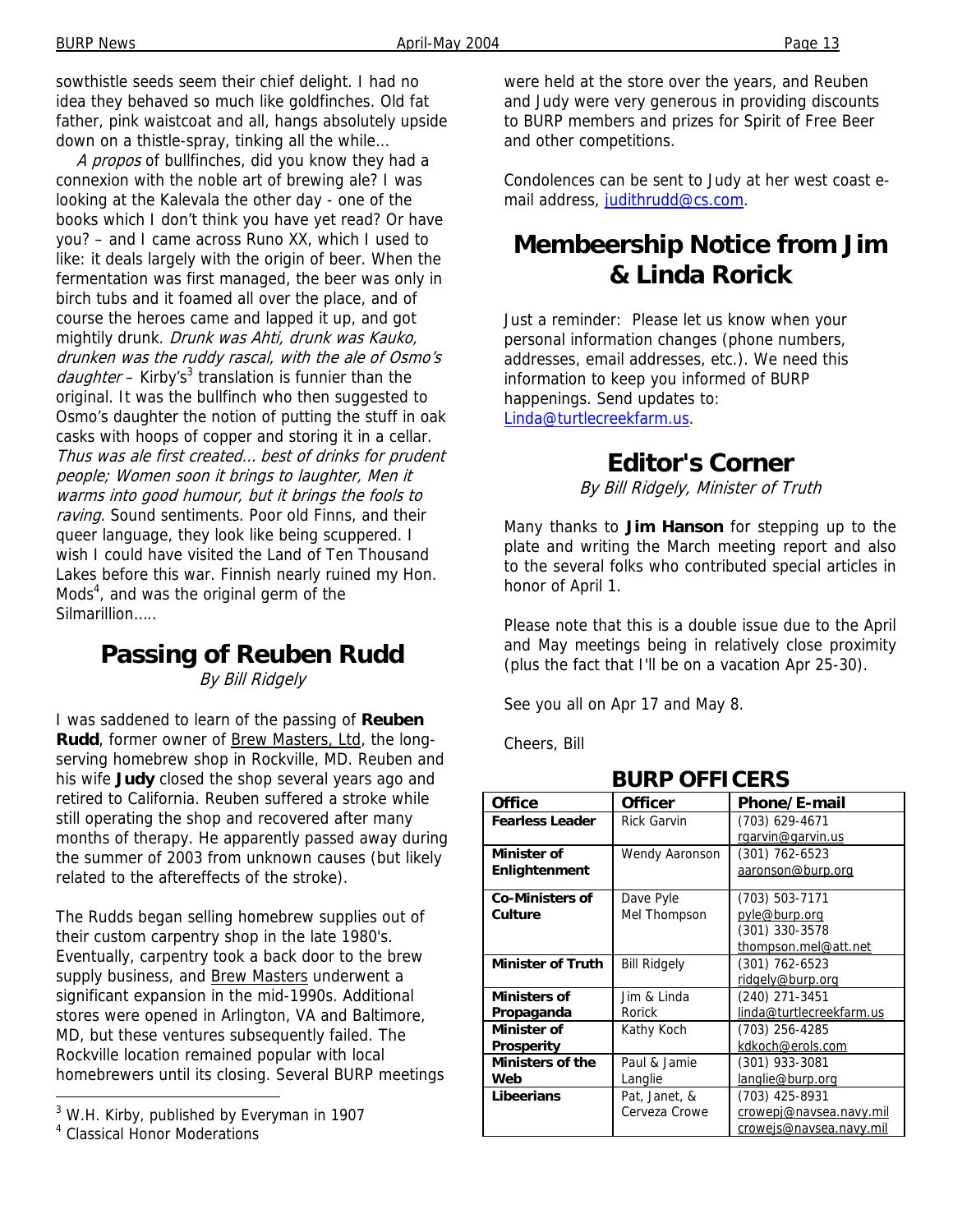sowthistle seeds seem their chief delight. I had no idea they behaved so much like goldfinches. Old fat father, pink waistcoat and all, hangs absolutely upside down on a thistle-spray, tinking all the while…

*A propos* of bullfinches, did you know they had a connexion with the noble art of brewing ale? I was looking at the Kalevala the other day - one of the books which I don't think you have yet read? Or have you? – and I came across Runo XX, which I used to like: it deals largely with the origin of beer. When the fermentation was first managed, the beer was only in birch tubs and it foamed all over the place, and of course the heroes came and lapped it up, and got mightily drunk. *Drunk was Ahti, drunk was Kauko, drunken was the ruddy rascal, with the ale of Osmo's daughter* – Kirby's[3] translation is funnier than the original. It was the bullfinch who then suggested to Osmo's daughter the notion of putting the stuff in oak casks with hoops of copper and storing it in a cellar. *Thus was ale first created… best of drinks for prudent people; Women soon it brings to laughter, Men it warms into good humour, but it brings the fools to raving.* Sound sentiments. Poor old Finns, and their queer language, they look like being scuppered. I wish I could have visited the Land of Ten Thousand Lakes before this war. Finnish nearly ruined my Hon. Mods[4], and was the original germ of the Silmarillion…..

[3] W.H. Kirby, published by Everyman in 1907

[4] Classical Honor Moderations

# Passing of Reuben Rudd

*By Bill Ridgely*

I was saddened to learn of the passing of **Reuben Rudd**, former owner of Brew Masters, Ltd, the long-serving homebrew shop in Rockville, MD. Reuben and his wife **Judy** closed the shop several years ago and retired to California. Reuben suffered a stroke while still operating the shop and recovered after many months of therapy. He apparently passed away during the summer of 2003 from unknown causes (but likely related to the aftereffects of the stroke).

The Rudds began selling homebrew supplies out of their custom carpentry shop in the late 1980's. Eventually, carpentry took a back door to the brew supply business, and Brew Masters underwent a significant expansion in the mid-1990s. Additional stores were opened in Arlington, VA and Baltimore, MD, but these ventures subsequently failed. The Rockville location remained popular with local homebrewers until its closing. Several BURP meetings were held at the store over the years, and Reuben and Judy were very generous in providing discounts to BURP members and prizes for Spirit of Free Beer and other competitions.

Condolences can be sent to Judy at her west coast e-mail address, judithrudd@cs.com.

# Membeership Notice from Jim & Linda Rorick

Just a reminder: Please let us know when your personal information changes (phone numbers, addresses, email addresses, etc.). We need this information to keep you informed of BURP happenings. Send updates to: Linda@turtlecreekfarm.us.

# Editor's Corner

*By Bill Ridgely, Minister of Truth*

Many thanks to **Jim Hanson** for stepping up to the plate and writing the March meeting report and also to the several folks who contributed special articles in honor of April 1.

Please note that this is a double issue due to the April and May meetings being in relatively close proximity (plus the fact that I'll be on a vacation Apr 25-30).

See you all on Apr 17 and May 8.

Cheers, Bill

## BURP OFFICERS

| Office | Officer | Phone/E-mail |
|---|---|---|
| **Fearless Leader** | Rick Garvin | (703) 629-4671<br>rgarvin@garvin.us |
| **Minister of Enlightenment** | Wendy Aaronson | (301) 762-6523<br>aaronson@burp.org |
| **Co-Ministers of Culture** | Dave Pyle<br>Mel Thompson | (703) 503-7171<br>pyle@burp.org<br>(301) 330-3578<br>thompson.mel@att.net |
| **Minister of Truth** | Bill Ridgely | (301) 762-6523<br>ridgely@burp.org |
| **Ministers of Propaganda** | Jim & Linda Rorick | (240) 271-3451<br>linda@turtlecreekfarm.us |
| **Minister of Prosperity** | Kathy Koch | (703) 256-4285<br>kdkoch@erols.com |
| **Ministers of the Web** | Paul & Jamie Langlie | (301) 933-3081<br>langlie@burp.org |
| **Libeerians** | Pat, Janet, & Cerveza Crowe | (703) 425-8931<br>crowepj@navsea.navy.mil<br>crowejs@navsea.navy.mil |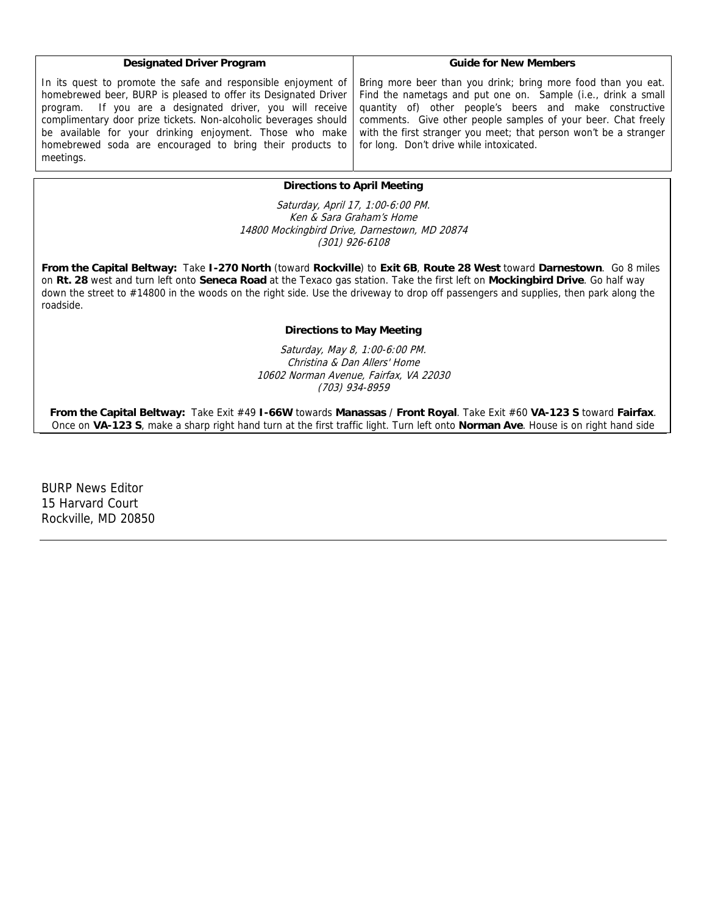### Designated Driver Program

In its quest to promote the safe and responsible enjoyment of homebrewed beer, BURP is pleased to offer its Designated Driver program. If you are a designated driver, you will receive complimentary door prize tickets. Non-alcoholic beverages should be available for your drinking enjoyment. Those who make homebrewed soda are encouraged to bring their products to meetings.

### Guide for New Members

Bring more beer than you drink; bring more food than you eat. Find the nametags and put one on. Sample (i.e., drink a small quantity of) other people's beers and make constructive comments. Give other people samples of your beer. Chat freely with the first stranger you meet; that person won't be a stranger for long. Don't drive while intoxicated.

### Directions to April Meeting

*Saturday, April 17, 1:00-6:00 PM.*
*Ken & Sara Graham's Home*
*14800 Mockingbird Drive, Darnestown, MD 20874*
*(301) 926-6108*

**From the Capital Beltway:** Take **I-270 North** (toward **Rockville**) to **Exit 6B**, **Route 28 West** toward **Darnestown**. Go 8 miles on **Rt. 28** west and turn left onto **Seneca Road** at the Texaco gas station. Take the first left on **Mockingbird Drive**. Go half way down the street to #14800 in the woods on the right side. Use the driveway to drop off passengers and supplies, then park along the roadside.

### Directions to May Meeting

*Saturday, May 8, 1:00-6:00 PM.*
*Christina & Dan Allers' Home*
*10602 Norman Avenue, Fairfax, VA 22030*
*(703) 934-8959*

**From the Capital Beltway:** Take Exit #49 **I-66W** towards **Manassas** / **Front Royal**. Take Exit #60 **VA-123 S** toward **Fairfax**. Once on **VA-123 S**, make a sharp right hand turn at the first traffic light. Turn left onto **Norman Ave**. House is on right hand side

BURP News Editor
15 Harvard Court
Rockville, MD 20850